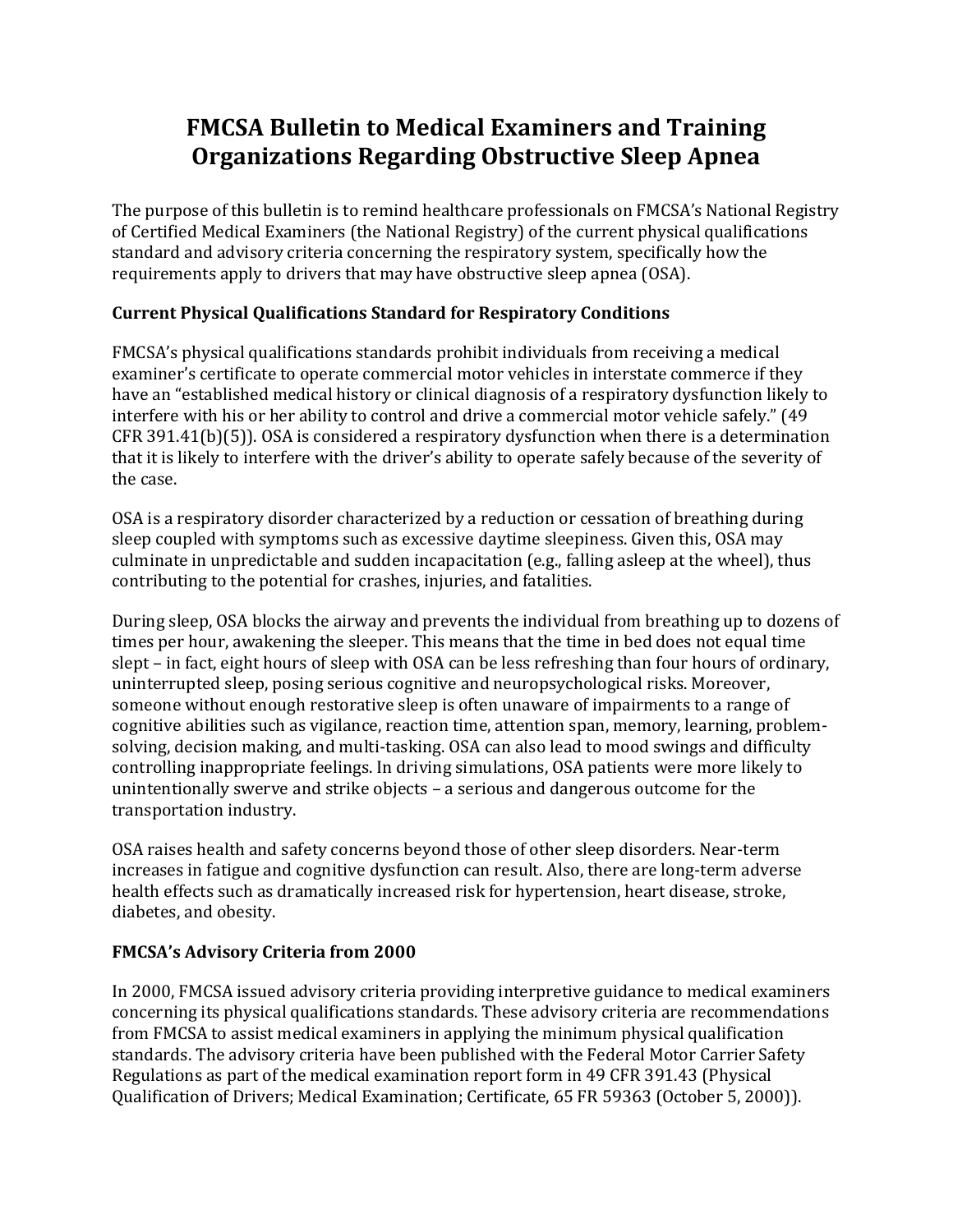# FMCSA Bulletin to Medical Examiners and Training Organizations Regarding Obstructive Sleep Apnea

The purpose of this bulletin is to remind healthcare professionals on FMCSA's National Registry of Certified Medical Examiners (the National Registry) of the current physical qualifications standard and advisory criteria concerning the respiratory system, specifically how the requirements apply to drivers that may have obstructive sleep apnea (OSA).

### Current Physical Qualifications Standard for Respiratory Conditions

FMCSA's physical qualifications standards prohibit individuals from receiving a medical examiner's certificate to operate commercial motor vehicles in interstate commerce if they have an "established medical history or clinical diagnosis of a respiratory dysfunction likely to interfere with his or her ability to control and drive a commercial motor vehicle safely." (49 CFR 391.41(b)(5)). OSA is considered a respiratory dysfunction when there is a determination that it is likely to interfere with the driver's ability to operate safely because of the severity of the case.

OSA is a respiratory disorder characterized by a reduction or cessation of breathing during sleep coupled with symptoms such as excessive daytime sleepiness. Given this, OSA may culminate in unpredictable and sudden incapacitation (e.g., falling asleep at the wheel), thus contributing to the potential for crashes, injuries, and fatalities.

During sleep, OSA blocks the airway and prevents the individual from breathing up to dozens of times per hour, awakening the sleeper. This means that the time in bed does not equal time slept – in fact, eight hours of sleep with OSA can be less refreshing than four hours of ordinary, uninterrupted sleep, posing serious cognitive and neuropsychological risks. Moreover, someone without enough restorative sleep is often unaware of impairments to a range of cognitive abilities such as vigilance, reaction time, attention span, memory, learning, problem-solving, decision making, and multi-tasking. OSA can also lead to mood swings and difficulty controlling inappropriate feelings. In driving simulations, OSA patients were more likely to unintentionally swerve and strike objects – a serious and dangerous outcome for the transportation industry.

OSA raises health and safety concerns beyond those of other sleep disorders. Near-term increases in fatigue and cognitive dysfunction can result. Also, there are long-term adverse health effects such as dramatically increased risk for hypertension, heart disease, stroke, diabetes, and obesity.

### FMCSA's Advisory Criteria from 2000

In 2000, FMCSA issued advisory criteria providing interpretive guidance to medical examiners concerning its physical qualifications standards. These advisory criteria are recommendations from FMCSA to assist medical examiners in applying the minimum physical qualification standards. The advisory criteria have been published with the Federal Motor Carrier Safety Regulations as part of the medical examination report form in 49 CFR 391.43 (Physical Qualification of Drivers; Medical Examination; Certificate, 65 FR 59363 (October 5, 2000)).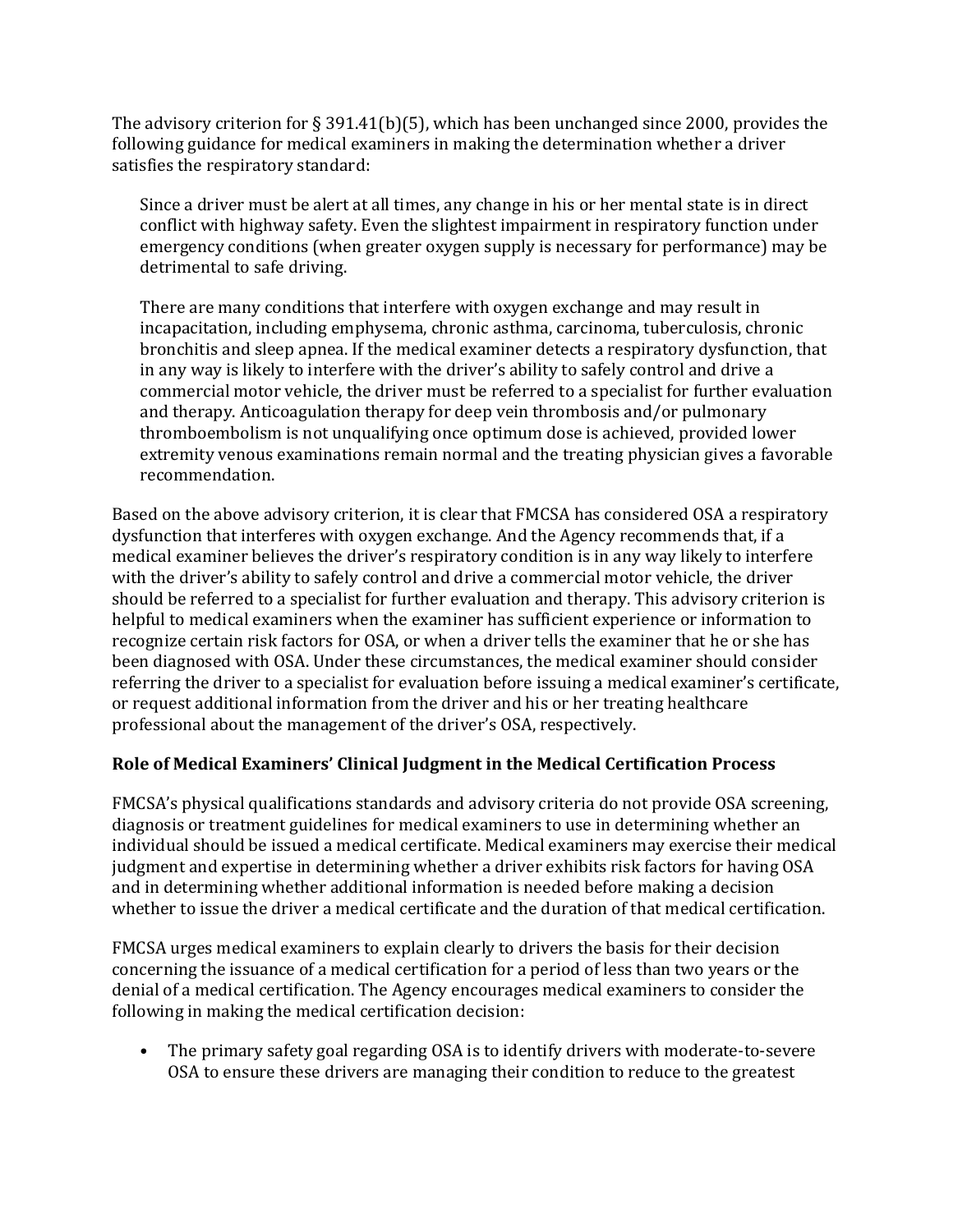The advisory criterion for § 391.41(b)(5), which has been unchanged since 2000, provides the following guidance for medical examiners in making the determination whether a driver satisfies the respiratory standard:

> Since a driver must be alert at all times, any change in his or her mental state is in direct conflict with highway safety. Even the slightest impairment in respiratory function under emergency conditions (when greater oxygen supply is necessary for performance) may be detrimental to safe driving.
>
> There are many conditions that interfere with oxygen exchange and may result in incapacitation, including emphysema, chronic asthma, carcinoma, tuberculosis, chronic bronchitis and sleep apnea. If the medical examiner detects a respiratory dysfunction, that in any way is likely to interfere with the driver's ability to safely control and drive a commercial motor vehicle, the driver must be referred to a specialist for further evaluation and therapy. Anticoagulation therapy for deep vein thrombosis and/or pulmonary thromboembolism is not unqualifying once optimum dose is achieved, provided lower extremity venous examinations remain normal and the treating physician gives a favorable recommendation.

Based on the above advisory criterion, it is clear that FMCSA has considered OSA a respiratory dysfunction that interferes with oxygen exchange. And the Agency recommends that, if a medical examiner believes the driver's respiratory condition is in any way likely to interfere with the driver's ability to safely control and drive a commercial motor vehicle, the driver should be referred to a specialist for further evaluation and therapy. This advisory criterion is helpful to medical examiners when the examiner has sufficient experience or information to recognize certain risk factors for OSA, or when a driver tells the examiner that he or she has been diagnosed with OSA. Under these circumstances, the medical examiner should consider referring the driver to a specialist for evaluation before issuing a medical examiner's certificate, or request additional information from the driver and his or her treating healthcare professional about the management of the driver's OSA, respectively.

**Role of Medical Examiners' Clinical Judgment in the Medical Certification Process**

FMCSA's physical qualifications standards and advisory criteria do not provide OSA screening, diagnosis or treatment guidelines for medical examiners to use in determining whether an individual should be issued a medical certificate. Medical examiners may exercise their medical judgment and expertise in determining whether a driver exhibits risk factors for having OSA and in determining whether additional information is needed before making a decision whether to issue the driver a medical certificate and the duration of that medical certification.

FMCSA urges medical examiners to explain clearly to drivers the basis for their decision concerning the issuance of a medical certification for a period of less than two years or the denial of a medical certification. The Agency encourages medical examiners to consider the following in making the medical certification decision:

- The primary safety goal regarding OSA is to identify drivers with moderate-to-severe OSA to ensure these drivers are managing their condition to reduce to the greatest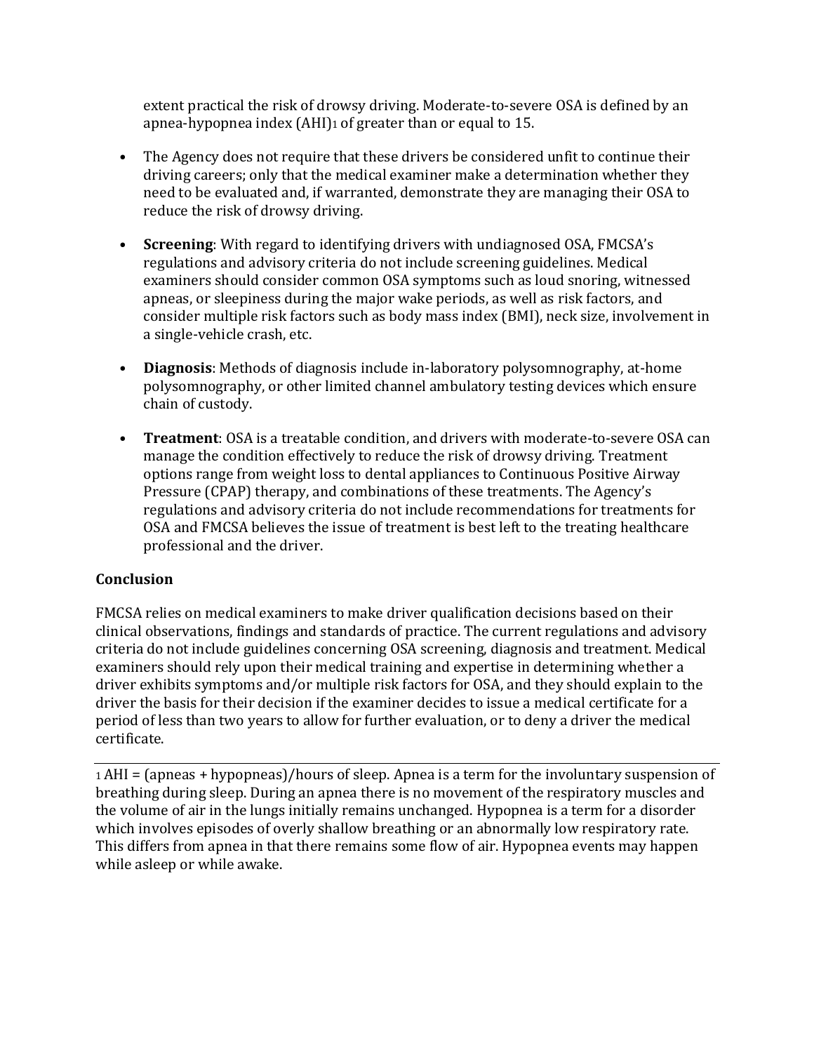extent practical the risk of drowsy driving. Moderate-to-severe OSA is defined by an apnea-hypopnea index (AHI)[1] of greater than or equal to 15.

- The Agency does not require that these drivers be considered unfit to continue their driving careers; only that the medical examiner make a determination whether they need to be evaluated and, if warranted, demonstrate they are managing their OSA to reduce the risk of drowsy driving.

- **Screening**: With regard to identifying drivers with undiagnosed OSA, FMCSA's regulations and advisory criteria do not include screening guidelines. Medical examiners should consider common OSA symptoms such as loud snoring, witnessed apneas, or sleepiness during the major wake periods, as well as risk factors, and consider multiple risk factors such as body mass index (BMI), neck size, involvement in a single-vehicle crash, etc.

- **Diagnosis**: Methods of diagnosis include in-laboratory polysomnography, at-home polysomnography, or other limited channel ambulatory testing devices which ensure chain of custody.

- **Treatment**: OSA is a treatable condition, and drivers with moderate-to-severe OSA can manage the condition effectively to reduce the risk of drowsy driving. Treatment options range from weight loss to dental appliances to Continuous Positive Airway Pressure (CPAP) therapy, and combinations of these treatments. The Agency's regulations and advisory criteria do not include recommendations for treatments for OSA and FMCSA believes the issue of treatment is best left to the treating healthcare professional and the driver.

## Conclusion

FMCSA relies on medical examiners to make driver qualification decisions based on their clinical observations, findings and standards of practice. The current regulations and advisory criteria do not include guidelines concerning OSA screening, diagnosis and treatment. Medical examiners should rely upon their medical training and expertise in determining whether a driver exhibits symptoms and/or multiple risk factors for OSA, and they should explain to the driver the basis for their decision if the examiner decides to issue a medical certificate for a period of less than two years to allow for further evaluation, or to deny a driver the medical certificate.

---

[1] AHI = (apneas + hypopneas)/hours of sleep. Apnea is a term for the involuntary suspension of breathing during sleep. During an apnea there is no movement of the respiratory muscles and the volume of air in the lungs initially remains unchanged. Hypopnea is a term for a disorder which involves episodes of overly shallow breathing or an abnormally low respiratory rate. This differs from apnea in that there remains some flow of air. Hypopnea events may happen while asleep or while awake.